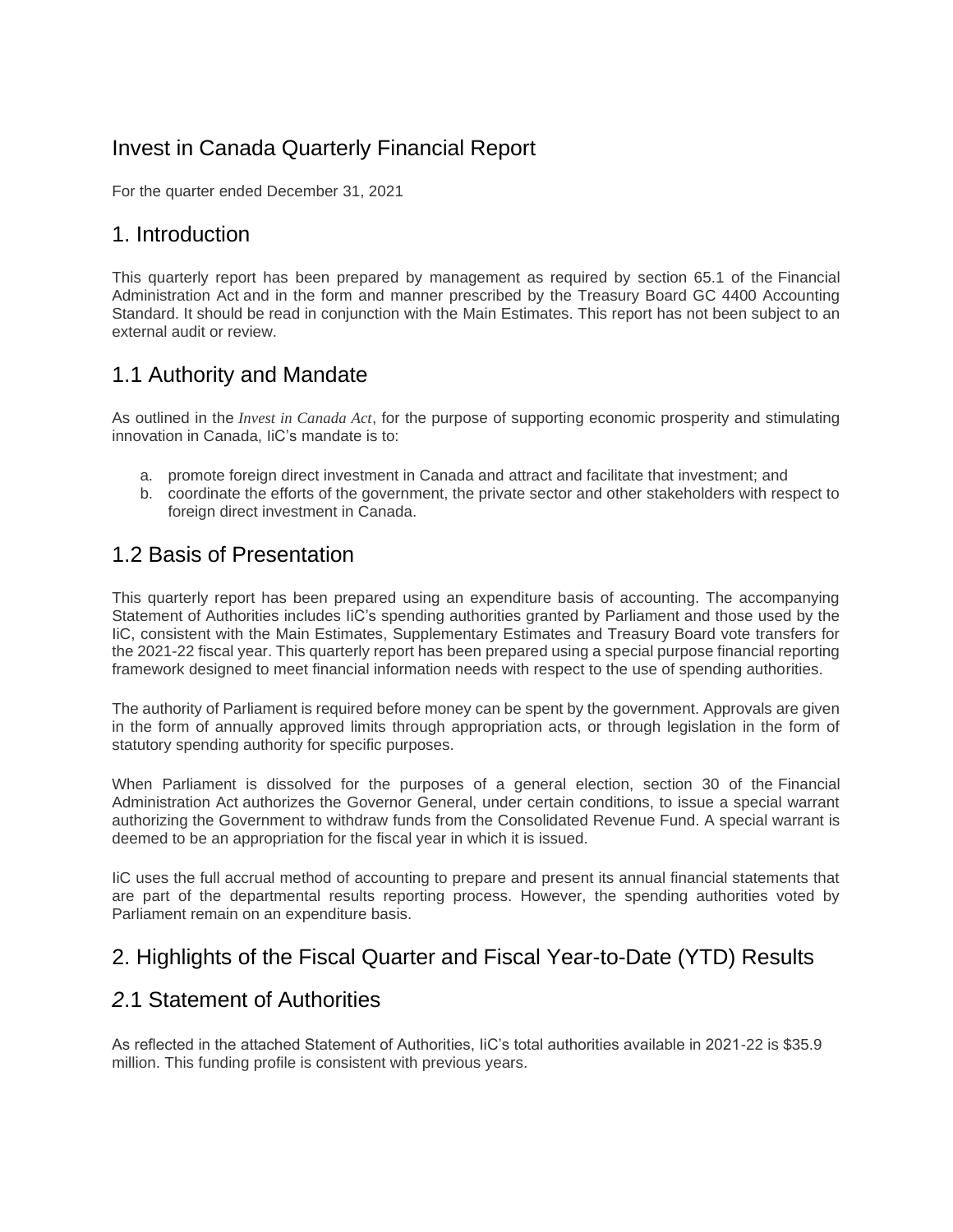# Invest in Canada Quarterly Financial Report

For the quarter ended December 31, 2021

## 1. Introduction

This quarterly report has been prepared by management as required by section 65.1 of the Financial Administration Act and in the form and manner prescribed by the Treasury Board GC 4400 Accounting Standard. It should be read in conjunction with the Main Estimates. This report has not been subject to an external audit or review.

## 1.1 Authority and Mandate

As outlined in the *Invest in Canada Act*, for the purpose of supporting economic prosperity and stimulating innovation in Canada, IiC's mandate is to:

a. promote foreign direct investment in Canada and attract and facilitate that investment; and
b. coordinate the efforts of the government, the private sector and other stakeholders with respect to foreign direct investment in Canada.

## 1.2 Basis of Presentation

This quarterly report has been prepared using an expenditure basis of accounting. The accompanying Statement of Authorities includes IiC's spending authorities granted by Parliament and those used by the IiC, consistent with the Main Estimates, Supplementary Estimates and Treasury Board vote transfers for the 2021-22 fiscal year. This quarterly report has been prepared using a special purpose financial reporting framework designed to meet financial information needs with respect to the use of spending authorities.

The authority of Parliament is required before money can be spent by the government. Approvals are given in the form of annually approved limits through appropriation acts, or through legislation in the form of statutory spending authority for specific purposes.

When Parliament is dissolved for the purposes of a general election, section 30 of the Financial Administration Act authorizes the Governor General, under certain conditions, to issue a special warrant authorizing the Government to withdraw funds from the Consolidated Revenue Fund. A special warrant is deemed to be an appropriation for the fiscal year in which it is issued.

IiC uses the full accrual method of accounting to prepare and present its annual financial statements that are part of the departmental results reporting process. However, the spending authorities voted by Parliament remain on an expenditure basis.

## 2. Highlights of the Fiscal Quarter and Fiscal Year-to-Date (YTD) Results

## 2.1 Statement of Authorities

As reflected in the attached Statement of Authorities, IiC's total authorities available in 2021-22 is $35.9 million. This funding profile is consistent with previous years.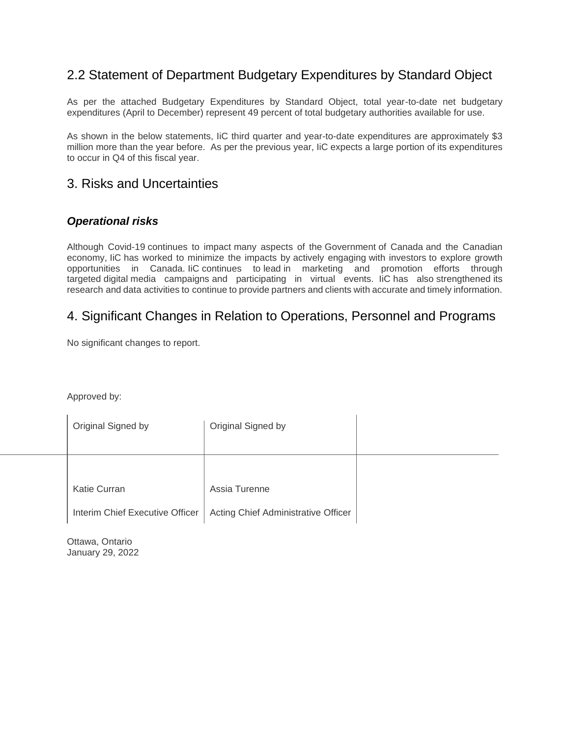## 2.2 Statement of Department Budgetary Expenditures by Standard Object

As per the attached Budgetary Expenditures by Standard Object, total year-to-date net budgetary expenditures (April to December) represent 49 percent of total budgetary authorities available for use.

As shown in the below statements, IiC third quarter and year-to-date expenditures are approximately $3 million more than the year before. As per the previous year, IiC expects a large portion of its expenditures to occur in Q4 of this fiscal year.

## 3. Risks and Uncertainties

### *Operational risks*

Although Covid-19 continues to impact many aspects of the Government of Canada and the Canadian economy, IiC has worked to minimize the impacts by actively engaging with investors to explore growth opportunities in Canada. IiC continues to lead in marketing and promotion efforts through targeted digital media campaigns and participating in virtual events. IiC has also strengthened its research and data activities to continue to provide partners and clients with accurate and timely information.

## 4. Significant Changes in Relation to Operations, Personnel and Programs

No significant changes to report.

Approved by:

| Original Signed by | Original Signed by |
|---|---|
| Katie Curran | Assia Turenne |
| Interim Chief Executive Officer | Acting Chief Administrative Officer |

Ottawa, Ontario
January 29, 2022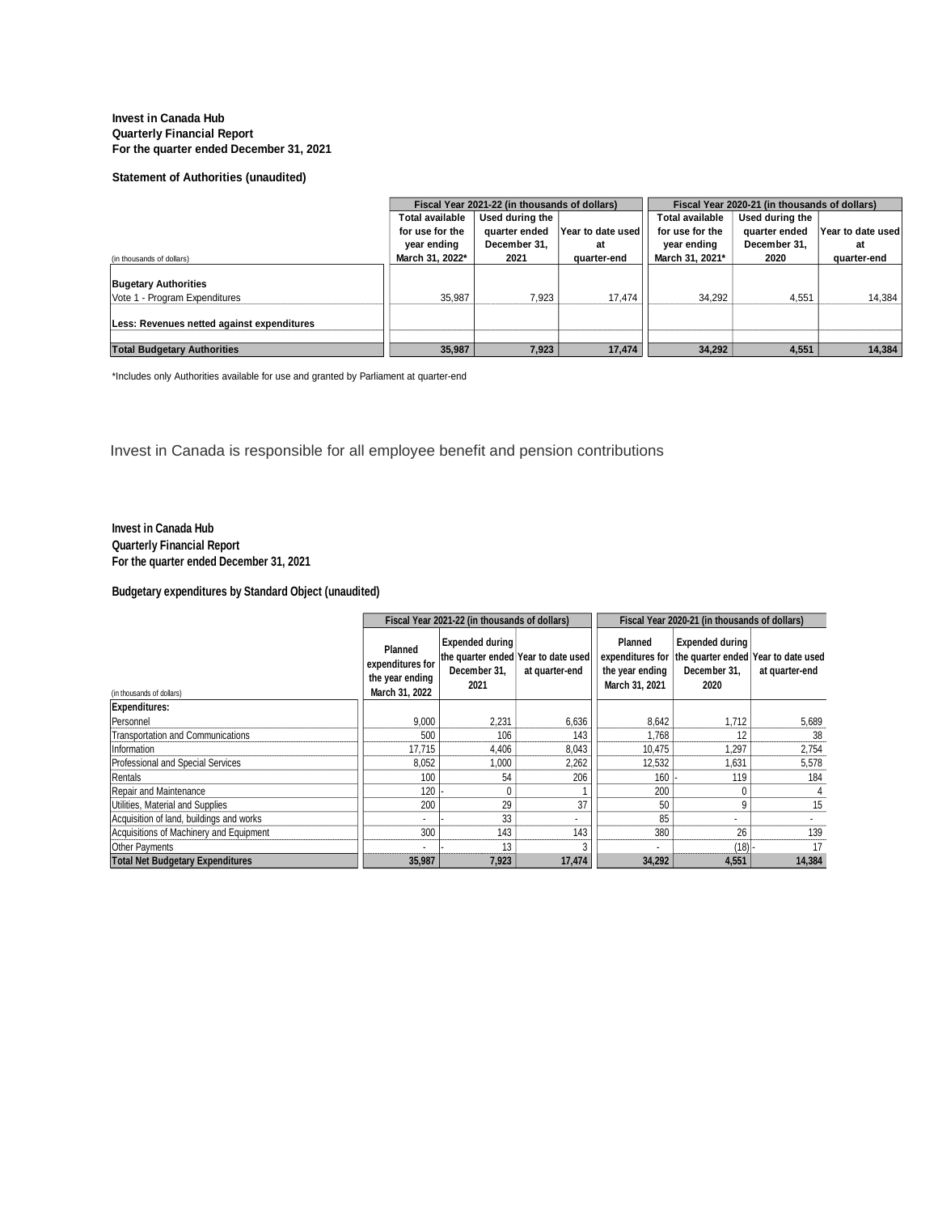**Invest in Canada Hub**
**Quarterly Financial Report**
**For the quarter ended December 31, 2021**

**Statement of Authorities (unaudited)**

| (in thousands of dollars) | Fiscal Year 2021-22 (in thousands of dollars) | | | Fiscal Year 2020-21 (in thousands of dollars) | | |
|---|---|---|---|---|---|---|
| | Total available for use for the year ending March 31, 2022* | Used during the quarter ended December 31, 2021 | Year to date used at quarter-end | Total available for use for the year ending March 31, 2021* | Used during the quarter ended December 31, 2020 | Year to date used at quarter-end |
| **Bugetary Authorities** | | | | | | |
| Vote 1 - Program Expenditures | 35,987 | 7,923 | 17,474 | 34,292 | 4,551 | 14,384 |
| **Less: Revenues netted against expenditures** | | | | | | |
| **Total Budgetary Authorities** | **35,987** | **7,923** | **17,474** | **34,292** | **4,551** | **14,384** |

*Includes only Authorities available for use and granted by Parliament at quarter-end

Invest in Canada is responsible for all employee benefit and pension contributions

**Invest in Canada Hub**
**Quarterly Financial Report**
**For the quarter ended December 31, 2021**

**Budgetary expenditures by Standard Object (unaudited)**

| (in thousands of dollars) | Fiscal Year 2021-22 (in thousands of dollars) | | | Fiscal Year 2020-21 (in thousands of dollars) | | |
|---|---|---|---|---|---|---|
| | Planned expenditures for the year ending March 31, 2022 | Expended during the quarter ended December 31, 2021 | Year to date used at quarter-end | Planned expenditures for the year ending March 31, 2021 | Expended during the quarter ended December 31, 2020 | Year to date used at quarter-end |
| **Expenditures:** | | | | | | |
| Personnel | 9,000 | 2,231 | 6,636 | 8,642 | 1,712 | 5,689 |
| Transportation and Communications | 500 | 106 | 143 | 1,768 | 12 | 38 |
| Information | 17,715 | 4,406 | 8,043 | 10,475 | 1,297 | 2,754 |
| Professional and Special Services | 8,052 | 1,000 | 2,262 | 12,532 | 1,631 | 5,578 |
| Rentals | 100 | 54 | 206 | 160 | 119 | 184 |
| Repair and Maintenance | 120 | 0 | 1 | 200 | 0 | 4 |
| Utilities, Material and Supplies | 200 | 29 | 37 | 50 | 9 | 15 |
| Acquisition of land, buildings and works | - | 33 | - | 85 | - | - |
| Acquisitions of Machinery and Equipment | 300 | 143 | 143 | 380 | 26 | 139 |
| Other Payments | - | 13 | 3 | - | (18) | 17 |
| **Total Net Budgetary Expenditures** | **35,987** | **7,923** | **17,474** | **34,292** | **4,551** | **14,384** |